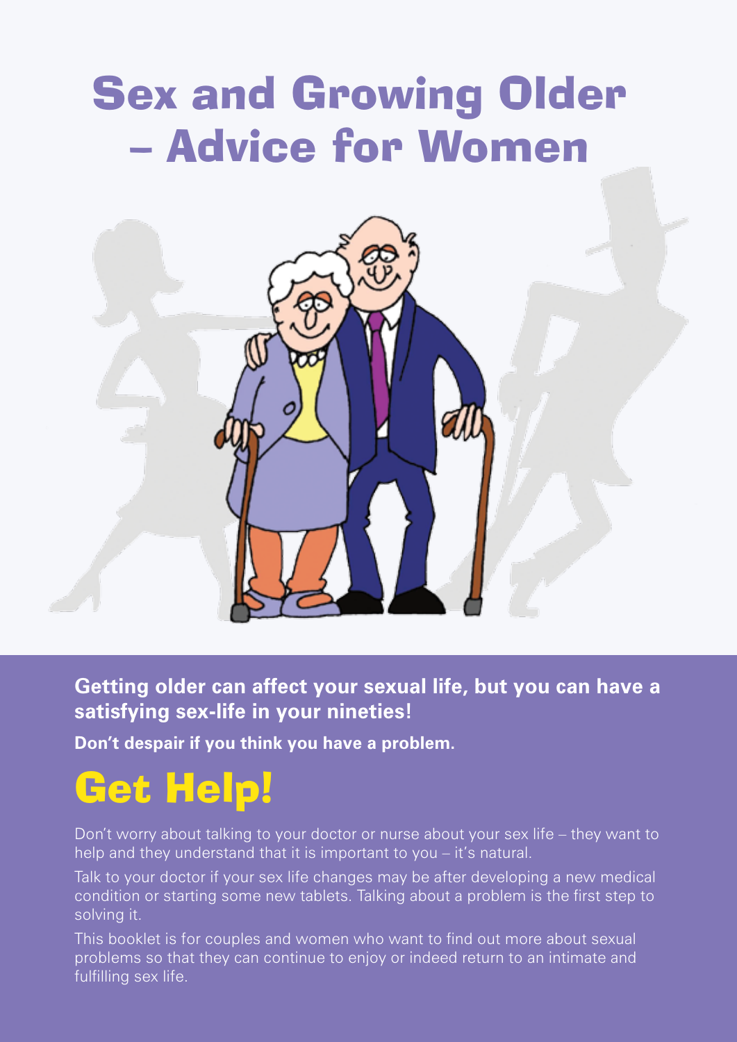# Sex and Growing Older – Advice for Women

**Getting older can affect your sexual life, but you can have a satisfying sex-life in your nineties!**

**Don't despair if you think you have a problem.**

## Get Help!

Don't worry about talking to your doctor or nurse about your sex life – they want to help and they understand that it is important to you – it's natural.

Talk to your doctor if your sex life changes may be after developing a new medical condition or starting some new tablets. Talking about a problem is the first step to solving it.

This booklet is for couples and women who want to find out more about sexual problems so that they can continue to enjoy or indeed return to an intimate and fulfilling sex life.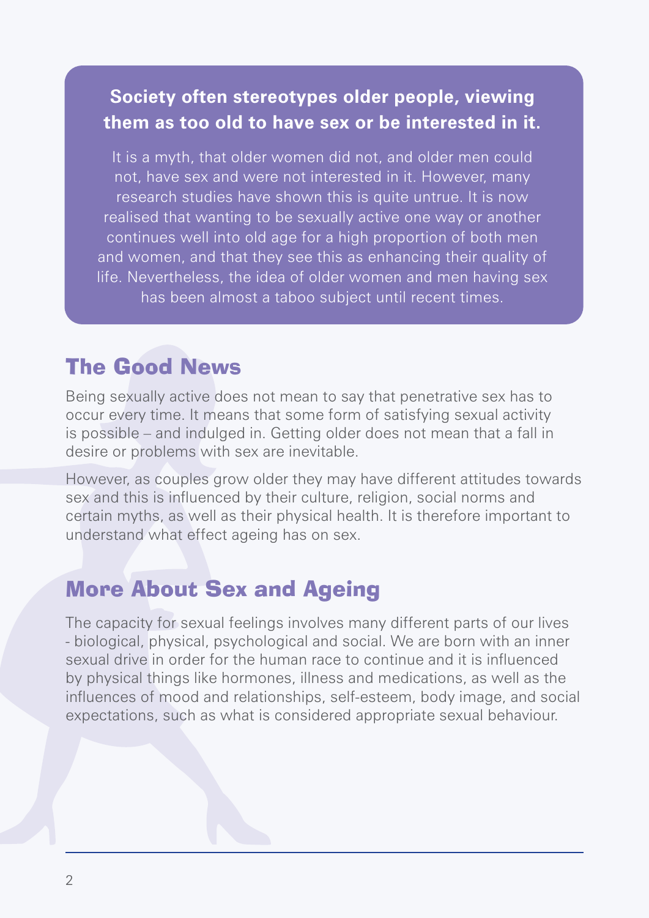**Society often stereotypes older people, viewing them as too old to have sex or be interested in it.**

It is a myth, that older women did not, and older men could not, have sex and were not interested in it. However, many research studies have shown this is quite untrue. It is now realised that wanting to be sexually active one way or another continues well into old age for a high proportion of both men and women, and that they see this as enhancing their quality of life. Nevertheless, the idea of older women and men having sex has been almost a taboo subject until recent times.

## The Good News

Being sexually active does not mean to say that penetrative sex has to occur every time. It means that some form of satisfying sexual activity is possible – and indulged in. Getting older does not mean that a fall in desire or problems with sex are inevitable.

However, as couples grow older they may have different attitudes towards sex and this is influenced by their culture, religion, social norms and certain myths, as well as their physical health. It is therefore important to understand what effect ageing has on sex.

## More About Sex and Ageing

The capacity for sexual feelings involves many different parts of our lives - biological, physical, psychological and social. We are born with an inner sexual drive in order for the human race to continue and it is influenced by physical things like hormones, illness and medications, as well as the influences of mood and relationships, self-esteem, body image, and social expectations, such as what is considered appropriate sexual behaviour.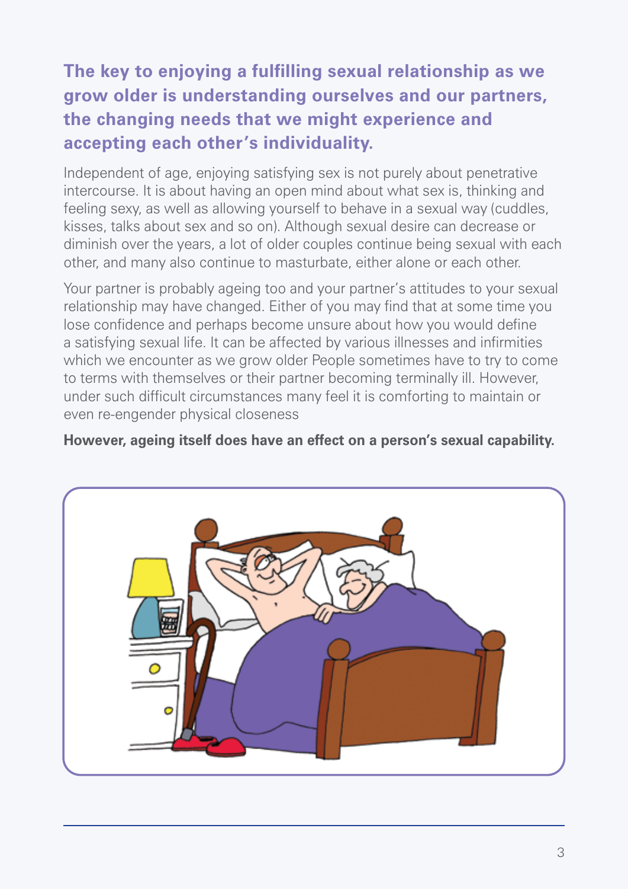## The key to enjoying a fulfilling sexual relationship as we grow older is understanding ourselves and our partners, the changing needs that we might experience and accepting each other's individuality.

Independent of age, enjoying satisfying sex is not purely about penetrative intercourse. It is about having an open mind about what sex is, thinking and feeling sexy, as well as allowing yourself to behave in a sexual way (cuddles, kisses, talks about sex and so on). Although sexual desire can decrease or diminish over the years, a lot of older couples continue being sexual with each other, and many also continue to masturbate, either alone or each other.

Your partner is probably ageing too and your partner's attitudes to your sexual relationship may have changed. Either of you may find that at some time you lose confidence and perhaps become unsure about how you would define a satisfying sexual life. It can be affected by various illnesses and infirmities which we encounter as we grow older People sometimes have to try to come to terms with themselves or their partner becoming terminally ill. However, under such difficult circumstances many feel it is comforting to maintain or even re-engender physical closeness

**However, ageing itself does have an effect on a person's sexual capability.**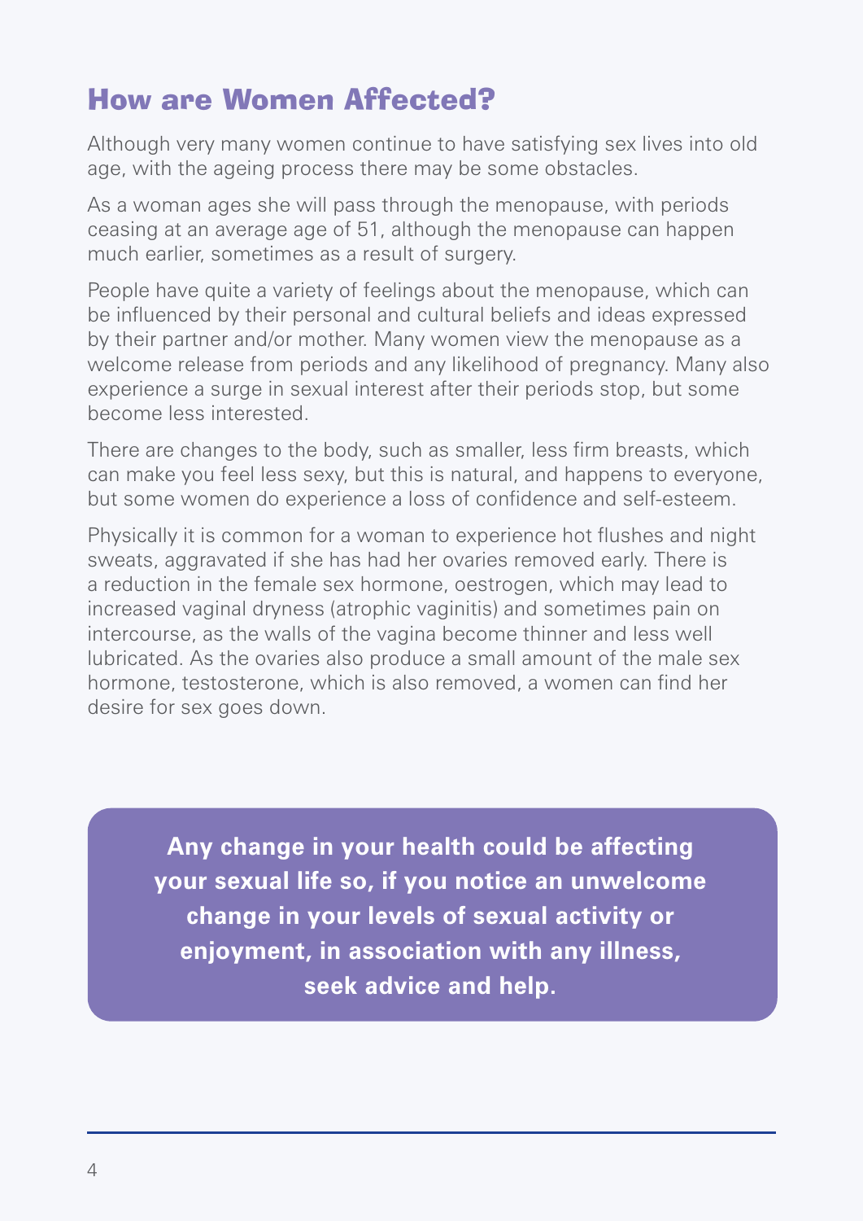## How are Women Affected?

Although very many women continue to have satisfying sex lives into old age, with the ageing process there may be some obstacles.

As a woman ages she will pass through the menopause, with periods ceasing at an average age of 51, although the menopause can happen much earlier, sometimes as a result of surgery.

People have quite a variety of feelings about the menopause, which can be influenced by their personal and cultural beliefs and ideas expressed by their partner and/or mother. Many women view the menopause as a welcome release from periods and any likelihood of pregnancy. Many also experience a surge in sexual interest after their periods stop, but some become less interested.

There are changes to the body, such as smaller, less firm breasts, which can make you feel less sexy, but this is natural, and happens to everyone, but some women do experience a loss of confidence and self-esteem.

Physically it is common for a woman to experience hot flushes and night sweats, aggravated if she has had her ovaries removed early. There is a reduction in the female sex hormone, oestrogen, which may lead to increased vaginal dryness (atrophic vaginitis) and sometimes pain on intercourse, as the walls of the vagina become thinner and less well lubricated. As the ovaries also produce a small amount of the male sex hormone, testosterone, which is also removed, a women can find her desire for sex goes down.

**Any change in your health could be affecting your sexual life so, if you notice an unwelcome change in your levels of sexual activity or enjoyment, in association with any illness, seek advice and help.**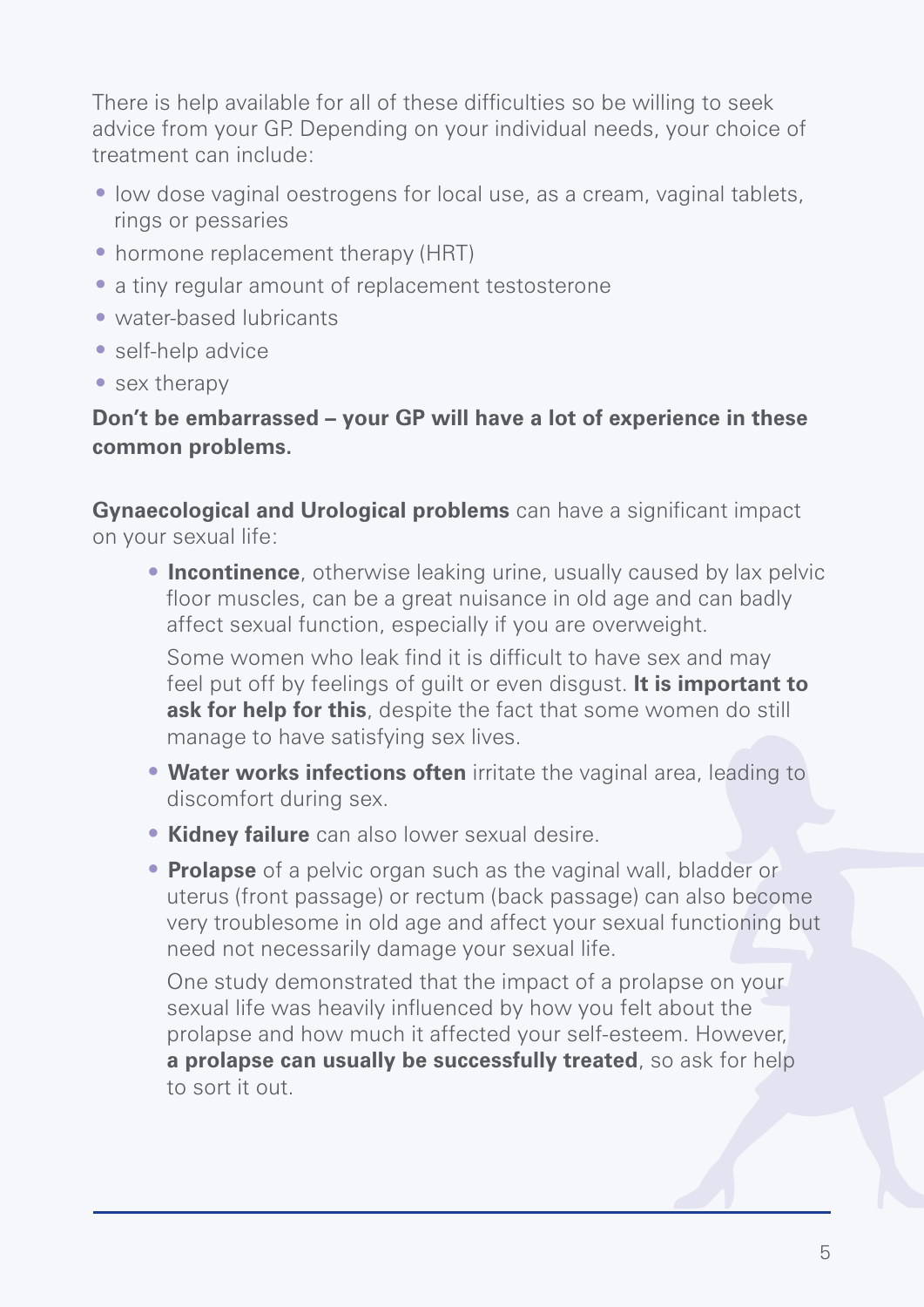There is help available for all of these difficulties so be willing to seek advice from your GP. Depending on your individual needs, your choice of treatment can include:

- low dose vaginal oestrogens for local use, as a cream, vaginal tablets, rings or pessaries
- hormone replacement therapy (HRT)
- a tiny regular amount of replacement testosterone
- water-based lubricants
- self-help advice
- sex therapy

**Don't be embarrassed – your GP will have a lot of experience in these common problems.**

**Gynaecological and Urological problems** can have a significant impact on your sexual life:

- **Incontinence**, otherwise leaking urine, usually caused by lax pelvic floor muscles, can be a great nuisance in old age and can badly affect sexual function, especially if you are overweight.

  Some women who leak find it is difficult to have sex and may feel put off by feelings of guilt or even disgust. **It is important to ask for help for this**, despite the fact that some women do still manage to have satisfying sex lives.

- **Water works infections often** irritate the vaginal area, leading to discomfort during sex.
- **Kidney failure** can also lower sexual desire.
- **Prolapse** of a pelvic organ such as the vaginal wall, bladder or uterus (front passage) or rectum (back passage) can also become very troublesome in old age and affect your sexual functioning but need not necessarily damage your sexual life.

  One study demonstrated that the impact of a prolapse on your sexual life was heavily influenced by how you felt about the prolapse and how much it affected your self-esteem. However, **a prolapse can usually be successfully treated**, so ask for help to sort it out.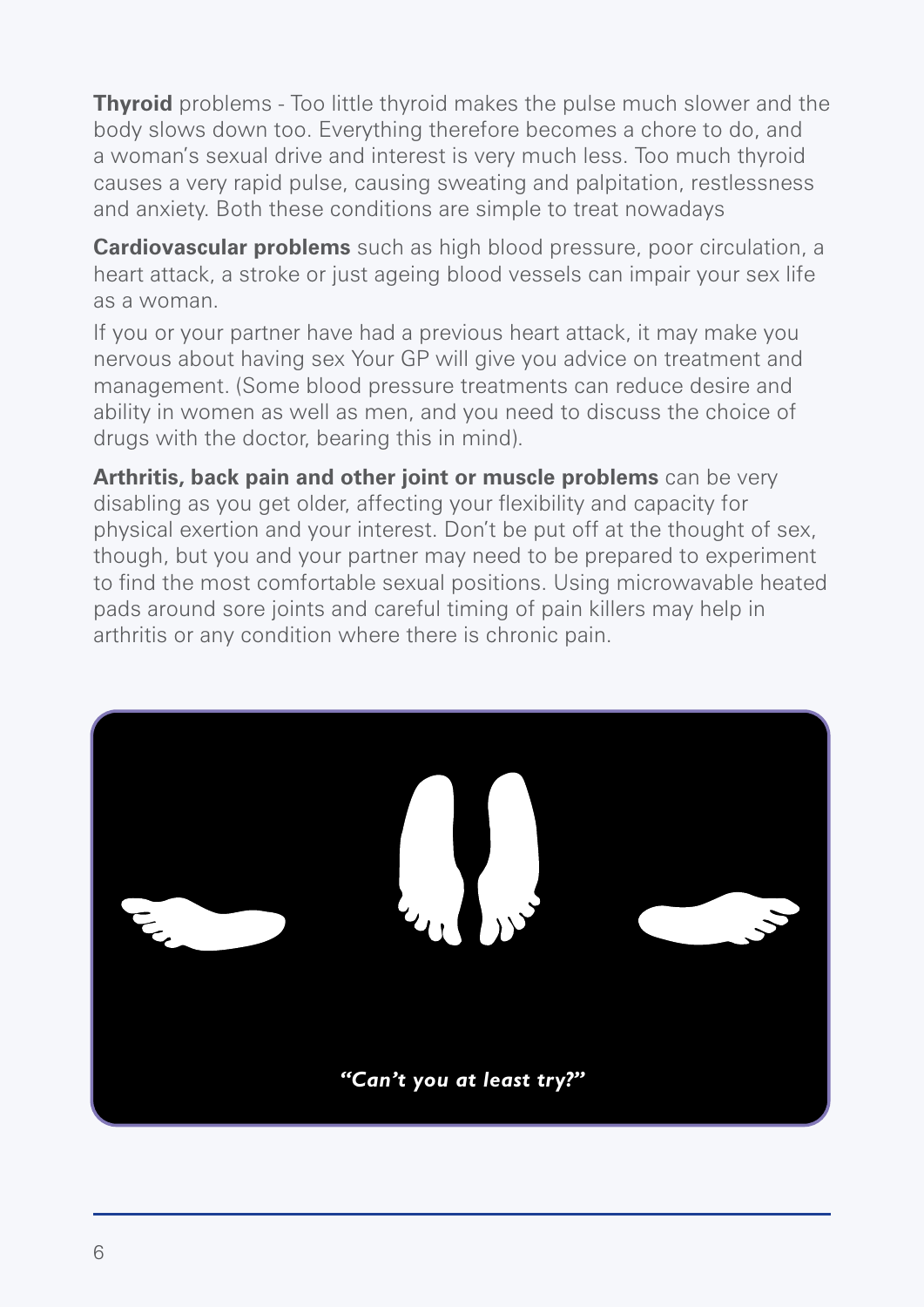**Thyroid** problems - Too little thyroid makes the pulse much slower and the body slows down too. Everything therefore becomes a chore to do, and a woman's sexual drive and interest is very much less. Too much thyroid causes a very rapid pulse, causing sweating and palpitation, restlessness and anxiety. Both these conditions are simple to treat nowadays

**Cardiovascular problems** such as high blood pressure, poor circulation, a heart attack, a stroke or just ageing blood vessels can impair your sex life as a woman.

If you or your partner have had a previous heart attack, it may make you nervous about having sex Your GP will give you advice on treatment and management. (Some blood pressure treatments can reduce desire and ability in women as well as men, and you need to discuss the choice of drugs with the doctor, bearing this in mind).

**Arthritis, back pain and other joint or muscle problems** can be very disabling as you get older, affecting your flexibility and capacity for physical exertion and your interest. Don't be put off at the thought of sex, though, but you and your partner may need to be prepared to experiment to find the most comfortable sexual positions. Using microwavable heated pads around sore joints and careful timing of pain killers may help in arthritis or any condition where there is chronic pain.

***"Can't you at least try?"***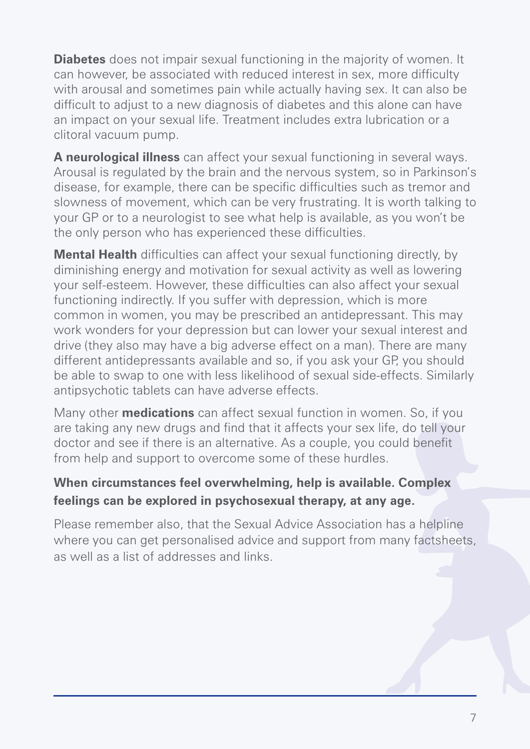**Diabetes** does not impair sexual functioning in the majority of women. It can however, be associated with reduced interest in sex, more difficulty with arousal and sometimes pain while actually having sex. It can also be difficult to adjust to a new diagnosis of diabetes and this alone can have an impact on your sexual life. Treatment includes extra lubrication or a clitoral vacuum pump.

**A neurological illness** can affect your sexual functioning in several ways. Arousal is regulated by the brain and the nervous system, so in Parkinson's disease, for example, there can be specific difficulties such as tremor and slowness of movement, which can be very frustrating. It is worth talking to your GP or to a neurologist to see what help is available, as you won't be the only person who has experienced these difficulties.

**Mental Health** difficulties can affect your sexual functioning directly, by diminishing energy and motivation for sexual activity as well as lowering your self-esteem. However, these difficulties can also affect your sexual functioning indirectly. If you suffer with depression, which is more common in women, you may be prescribed an antidepressant. This may work wonders for your depression but can lower your sexual interest and drive (they also may have a big adverse effect on a man). There are many different antidepressants available and so, if you ask your GP, you should be able to swap to one with less likelihood of sexual side-effects. Similarly antipsychotic tablets can have adverse effects.

Many other **medications** can affect sexual function in women. So, if you are taking any new drugs and find that it affects your sex life, do tell your doctor and see if there is an alternative. As a couple, you could benefit from help and support to overcome some of these hurdles.

**When circumstances feel overwhelming, help is available. Complex feelings can be explored in psychosexual therapy, at any age.**

Please remember also, that the Sexual Advice Association has a helpline where you can get personalised advice and support from many factsheets, as well as a list of addresses and links.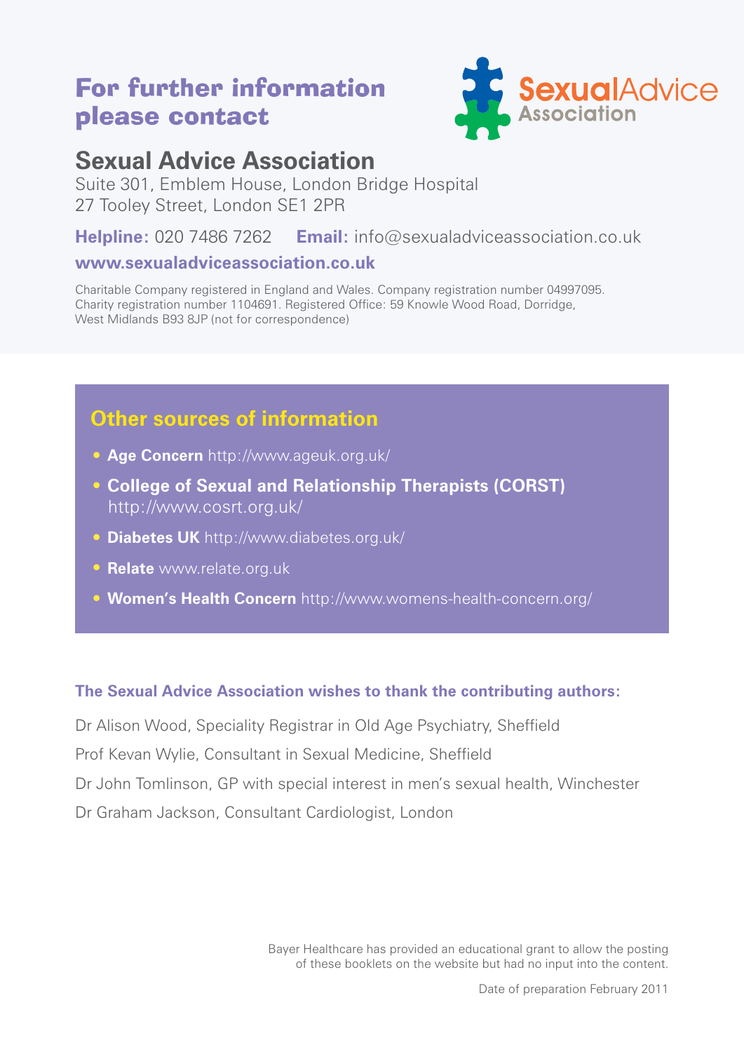## For further information please contact

SexualAdvice Association

### Sexual Advice Association

Suite 301, Emblem House, London Bridge Hospital
27 Tooley Street, London SE1 2PR

**Helpline:** 020 7486 7262 **Email:** info@sexualadviceassociation.co.uk

**www.sexualadviceassociation.co.uk**

Charitable Company registered in England and Wales. Company registration number 04997095. Charity registration number 1104691. Registered Office: 59 Knowle Wood Road, Dorridge, West Midlands B93 8JP (not for correspondence)

### Other sources of information

- **Age Concern** http://www.ageuk.org.uk/
- **College of Sexual and Relationship Therapists (CORST)** http://www.cosrt.org.uk/
- **Diabetes UK** http://www.diabetes.org.uk/
- **Relate** www.relate.org.uk
- **Women's Health Concern** http://www.womens-health-concern.org/

**The Sexual Advice Association wishes to thank the contributing authors:**

Dr Alison Wood, Speciality Registrar in Old Age Psychiatry, Sheffield

Prof Kevan Wylie, Consultant in Sexual Medicine, Sheffield

Dr John Tomlinson, GP with special interest in men's sexual health, Winchester

Dr Graham Jackson, Consultant Cardiologist, London

Bayer Healthcare has provided an educational grant to allow the posting of these booklets on the website but had no input into the content.

Date of preparation February 2011